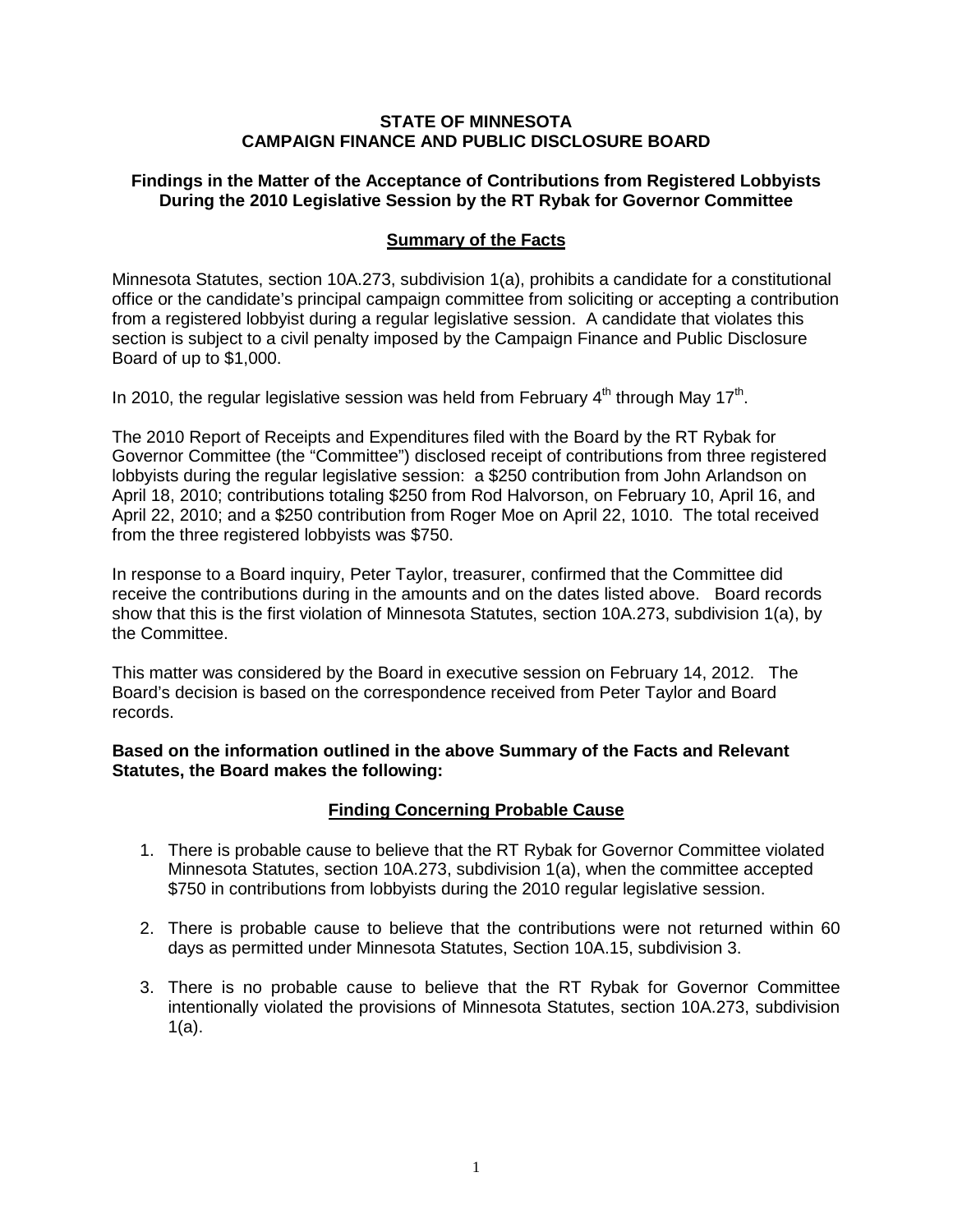**STATE OF MINNESOTA**
**CAMPAIGN FINANCE AND PUBLIC DISCLOSURE BOARD**

**Findings in the Matter of the Acceptance of Contributions from Registered Lobbyists During the 2010 Legislative Session by the RT Rybak for Governor Committee**

## Summary of the Facts

Minnesota Statutes, section 10A.273, subdivision 1(a), prohibits a candidate for a constitutional office or the candidate's principal campaign committee from soliciting or accepting a contribution from a registered lobbyist during a regular legislative session. A candidate that violates this section is subject to a civil penalty imposed by the Campaign Finance and Public Disclosure Board of up to $1,000.

In 2010, the regular legislative session was held from February 4th through May 17th.

The 2010 Report of Receipts and Expenditures filed with the Board by the RT Rybak for Governor Committee (the "Committee") disclosed receipt of contributions from three registered lobbyists during the regular legislative session: a $250 contribution from John Arlandson on April 18, 2010; contributions totaling $250 from Rod Halvorson, on February 10, April 16, and April 22, 2010; and a $250 contribution from Roger Moe on April 22, 1010. The total received from the three registered lobbyists was $750.

In response to a Board inquiry, Peter Taylor, treasurer, confirmed that the Committee did receive the contributions during in the amounts and on the dates listed above. Board records show that this is the first violation of Minnesota Statutes, section 10A.273, subdivision 1(a), by the Committee.

This matter was considered by the Board in executive session on February 14, 2012. The Board's decision is based on the correspondence received from Peter Taylor and Board records.

**Based on the information outlined in the above Summary of the Facts and Relevant Statutes, the Board makes the following:**

## Finding Concerning Probable Cause

1. There is probable cause to believe that the RT Rybak for Governor Committee violated Minnesota Statutes, section 10A.273, subdivision 1(a), when the committee accepted $750 in contributions from lobbyists during the 2010 regular legislative session.

2. There is probable cause to believe that the contributions were not returned within 60 days as permitted under Minnesota Statutes, Section 10A.15, subdivision 3.

3. There is no probable cause to believe that the RT Rybak for Governor Committee intentionally violated the provisions of Minnesota Statutes, section 10A.273, subdivision 1(a).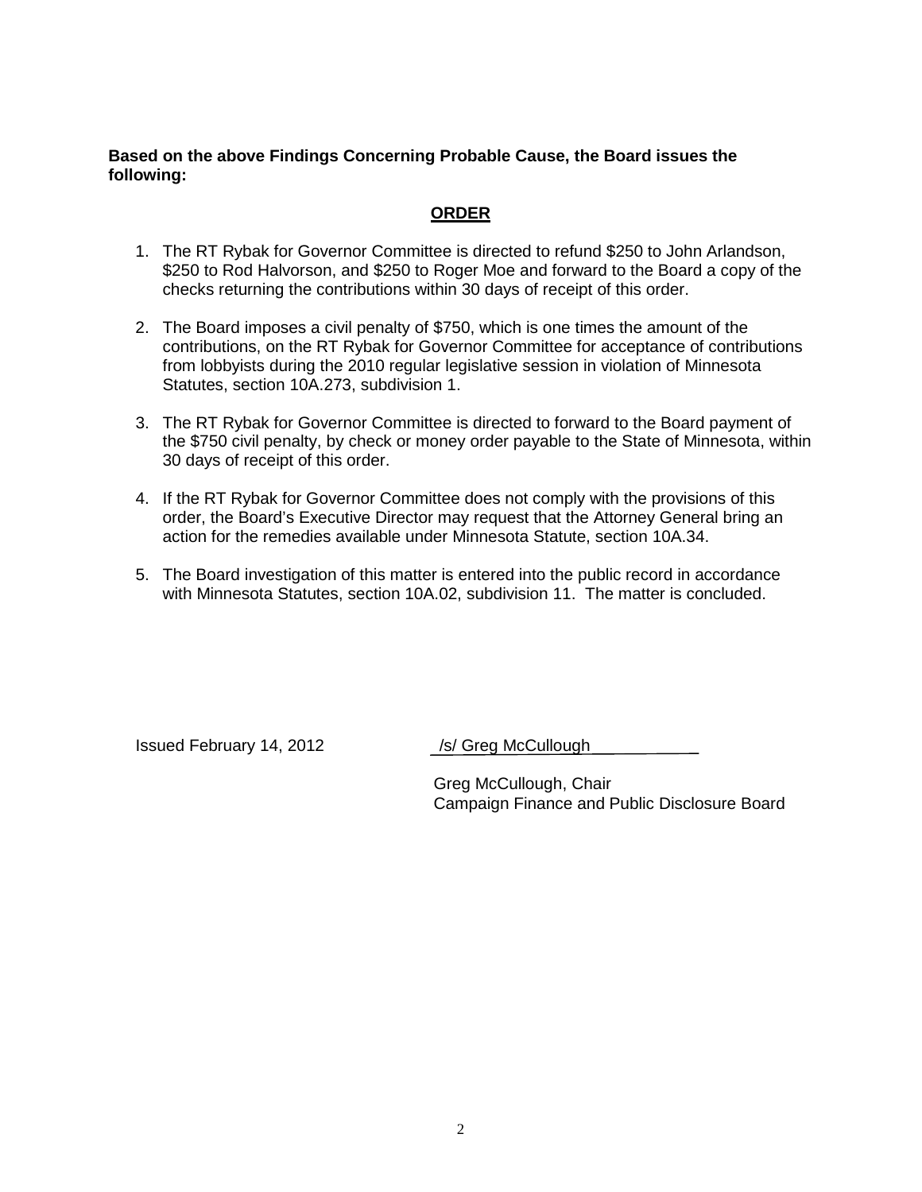**Based on the above Findings Concerning Probable Cause, the Board issues the following:**

## ORDER

1. The RT Rybak for Governor Committee is directed to refund $250 to John Arlandson, $250 to Rod Halvorson, and $250 to Roger Moe and forward to the Board a copy of the checks returning the contributions within 30 days of receipt of this order.

2. The Board imposes a civil penalty of $750, which is one times the amount of the contributions, on the RT Rybak for Governor Committee for acceptance of contributions from lobbyists during the 2010 regular legislative session in violation of Minnesota Statutes, section 10A.273, subdivision 1.

3. The RT Rybak for Governor Committee is directed to forward to the Board payment of the $750 civil penalty, by check or money order payable to the State of Minnesota, within 30 days of receipt of this order.

4. If the RT Rybak for Governor Committee does not comply with the provisions of this order, the Board's Executive Director may request that the Attorney General bring an action for the remedies available under Minnesota Statute, section 10A.34.

5. The Board investigation of this matter is entered into the public record in accordance with Minnesota Statutes, section 10A.02, subdivision 11. The matter is concluded.

Issued February 14, 2012

/s/ Greg McCullough

Greg McCullough, Chair
Campaign Finance and Public Disclosure Board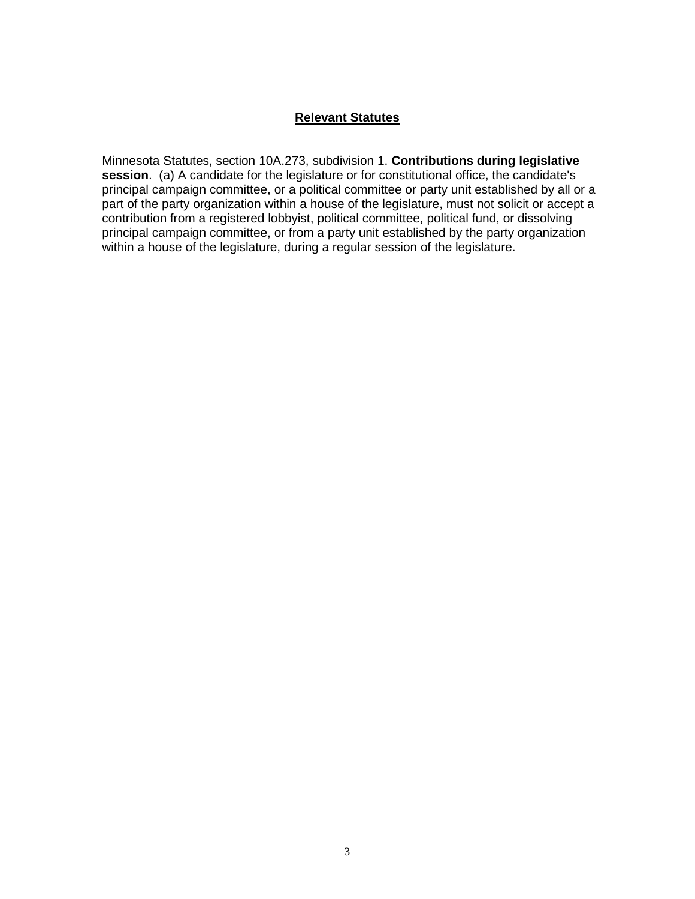## **Relevant Statutes**

Minnesota Statutes, section 10A.273, subdivision 1. **Contributions during legislative session**. (a) A candidate for the legislature or for constitutional office, the candidate's principal campaign committee, or a political committee or party unit established by all or a part of the party organization within a house of the legislature, must not solicit or accept a contribution from a registered lobbyist, political committee, political fund, or dissolving principal campaign committee, or from a party unit established by the party organization within a house of the legislature, during a regular session of the legislature.